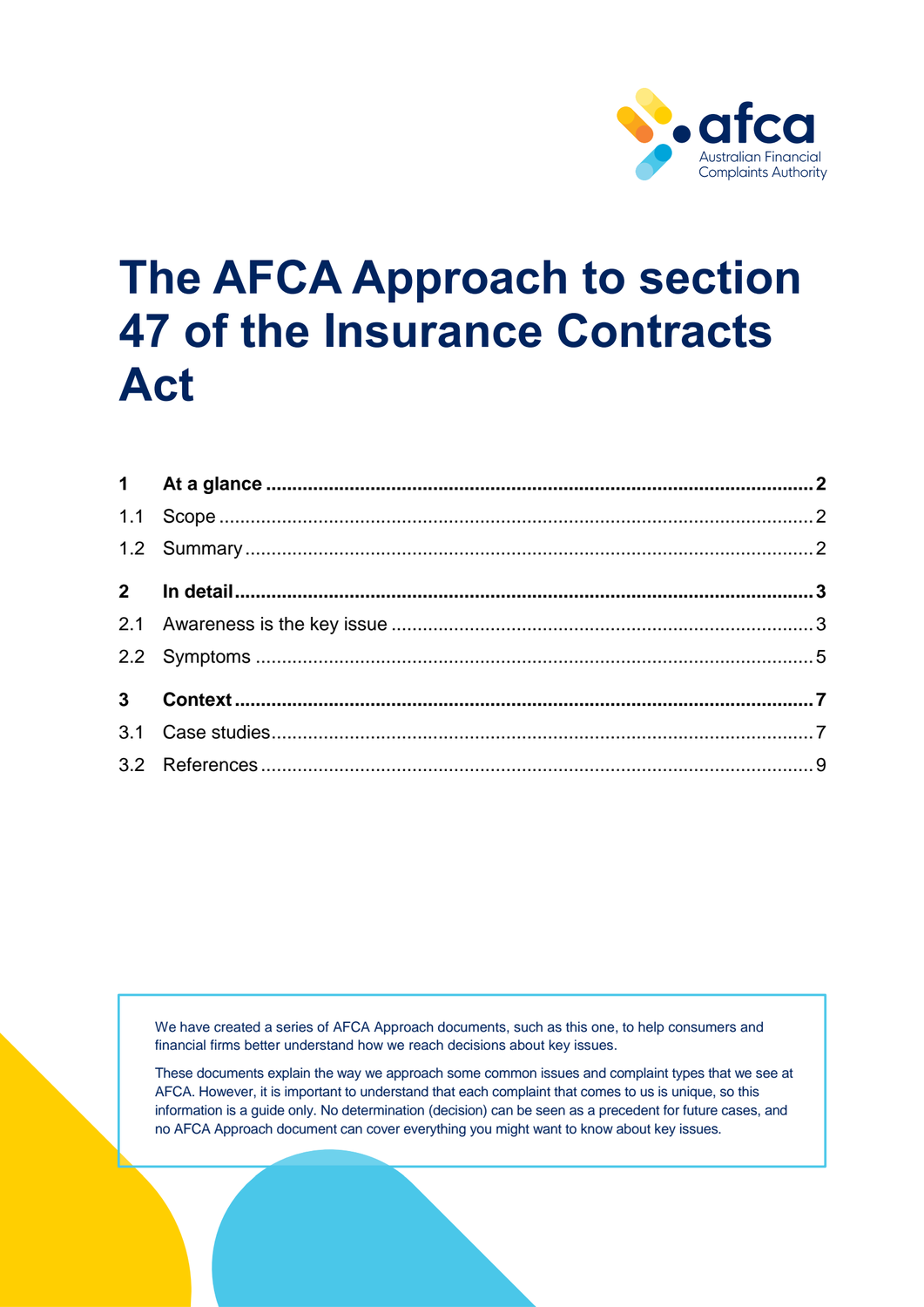# The AFCA Approach to section 47 of the Insurance Contracts Act

| | | |
|---|---|---|
| **1** | **At a glance** | **2** |
| 1.1 | Scope | 2 |
| 1.2 | Summary | 2 |
| **2** | **In detail** | **3** |
| 2.1 | Awareness is the key issue | 3 |
| 2.2 | Symptoms | 5 |
| **3** | **Context** | **7** |
| 3.1 | Case studies | 7 |
| 3.2 | References | 9 |

We have created a series of AFCA Approach documents, such as this one, to help consumers and financial firms better understand how we reach decisions about key issues.

These documents explain the way we approach some common issues and complaint types that we see at AFCA. However, it is important to understand that each complaint that comes to us is unique, so this information is a guide only. No determination (decision) can be seen as a precedent for future cases, and no AFCA Approach document can cover everything you might want to know about key issues.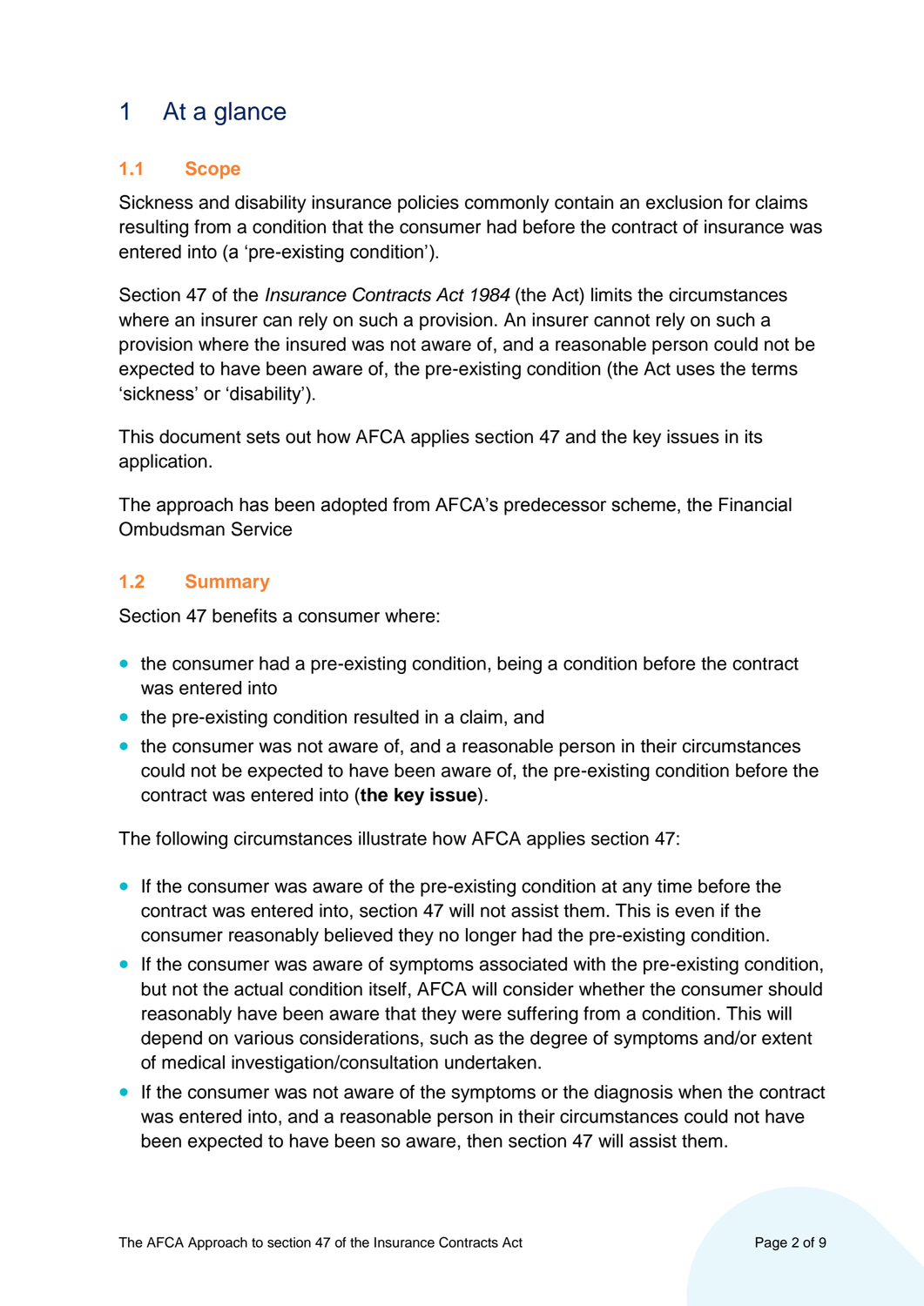# 1 At a glance

## 1.1 Scope

Sickness and disability insurance policies commonly contain an exclusion for claims resulting from a condition that the consumer had before the contract of insurance was entered into (a 'pre-existing condition').

Section 47 of the *Insurance Contracts Act 1984* (the Act) limits the circumstances where an insurer can rely on such a provision. An insurer cannot rely on such a provision where the insured was not aware of, and a reasonable person could not be expected to have been aware of, the pre-existing condition (the Act uses the terms 'sickness' or 'disability').

This document sets out how AFCA applies section 47 and the key issues in its application.

The approach has been adopted from AFCA's predecessor scheme, the Financial Ombudsman Service

## 1.2 Summary

Section 47 benefits a consumer where:

- the consumer had a pre-existing condition, being a condition before the contract was entered into
- the pre-existing condition resulted in a claim, and
- the consumer was not aware of, and a reasonable person in their circumstances could not be expected to have been aware of, the pre-existing condition before the contract was entered into (**the key issue**).

The following circumstances illustrate how AFCA applies section 47:

- If the consumer was aware of the pre-existing condition at any time before the contract was entered into, section 47 will not assist them. This is even if the consumer reasonably believed they no longer had the pre-existing condition.
- If the consumer was aware of symptoms associated with the pre-existing condition, but not the actual condition itself, AFCA will consider whether the consumer should reasonably have been aware that they were suffering from a condition. This will depend on various considerations, such as the degree of symptoms and/or extent of medical investigation/consultation undertaken.
- If the consumer was not aware of the symptoms or the diagnosis when the contract was entered into, and a reasonable person in their circumstances could not have been expected to have been so aware, then section 47 will assist them.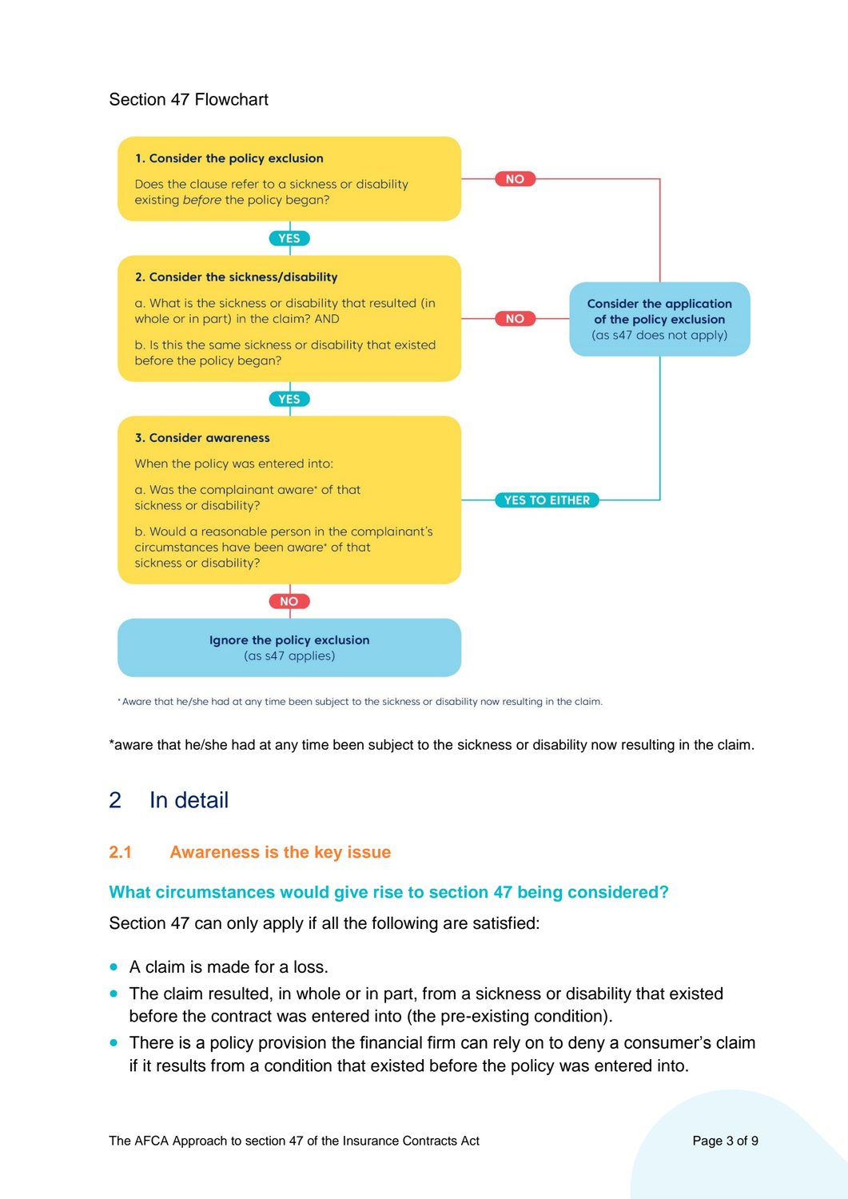Section 47 Flowchart

**1. Consider the policy exclusion**

Does the clause refer to a sickness or disability existing *before* the policy began?

- NO → Consider the application of the policy exclusion (as s47 does not apply)
- YES → 2.

**2. Consider the sickness/disability**

a. What is the sickness or disability that resulted (in whole or in part) in the claim? AND

b. Is this the same sickness or disability that existed before the policy began?

- NO → Consider the application of the policy exclusion (as s47 does not apply)
- YES → 3.

**3. Consider awareness**

When the policy was entered into:

a. Was the complainant aware* of that sickness or disability?

b. Would a reasonable person in the complainant's circumstances have been aware* of that sickness or disability?

- YES TO EITHER → Consider the application of the policy exclusion (as s47 does not apply)
- NO → **Ignore the policy exclusion** (as s47 applies)

*Aware that he/she had at any time been subject to the sickness or disability now resulting in the claim.

*aware that he/she had at any time been subject to the sickness or disability now resulting in the claim.

# 2 In detail

## 2.1 Awareness is the key issue

### What circumstances would give rise to section 47 being considered?

Section 47 can only apply if all the following are satisfied:

- A claim is made for a loss.
- The claim resulted, in whole or in part, from a sickness or disability that existed before the contract was entered into (the pre-existing condition).
- There is a policy provision the financial firm can rely on to deny a consumer's claim if it results from a condition that existed before the policy was entered into.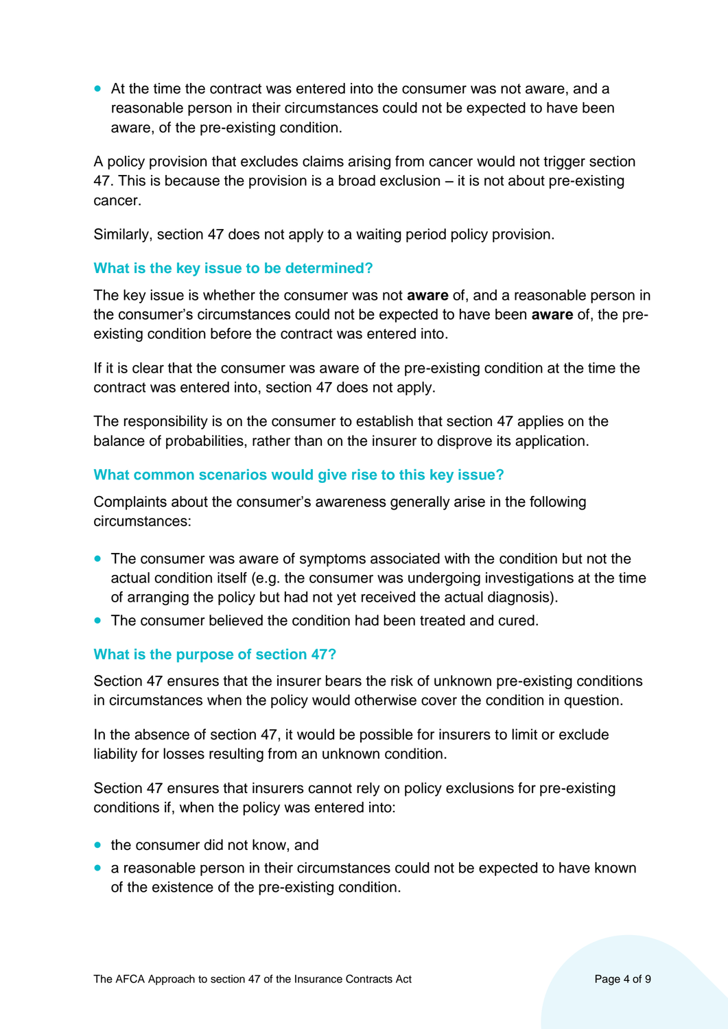- At the time the contract was entered into the consumer was not aware, and a reasonable person in their circumstances could not be expected to have been aware, of the pre-existing condition.

A policy provision that excludes claims arising from cancer would not trigger section 47. This is because the provision is a broad exclusion – it is not about pre-existing cancer.

Similarly, section 47 does not apply to a waiting period policy provision.

### What is the key issue to be determined?

The key issue is whether the consumer was not **aware** of, and a reasonable person in the consumer's circumstances could not be expected to have been **aware** of, the pre-existing condition before the contract was entered into.

If it is clear that the consumer was aware of the pre-existing condition at the time the contract was entered into, section 47 does not apply.

The responsibility is on the consumer to establish that section 47 applies on the balance of probabilities, rather than on the insurer to disprove its application.

### What common scenarios would give rise to this key issue?

Complaints about the consumer's awareness generally arise in the following circumstances:

- The consumer was aware of symptoms associated with the condition but not the actual condition itself (e.g. the consumer was undergoing investigations at the time of arranging the policy but had not yet received the actual diagnosis).
- The consumer believed the condition had been treated and cured.

### What is the purpose of section 47?

Section 47 ensures that the insurer bears the risk of unknown pre-existing conditions in circumstances when the policy would otherwise cover the condition in question.

In the absence of section 47, it would be possible for insurers to limit or exclude liability for losses resulting from an unknown condition.

Section 47 ensures that insurers cannot rely on policy exclusions for pre-existing conditions if, when the policy was entered into:

- the consumer did not know, and
- a reasonable person in their circumstances could not be expected to have known of the existence of the pre-existing condition.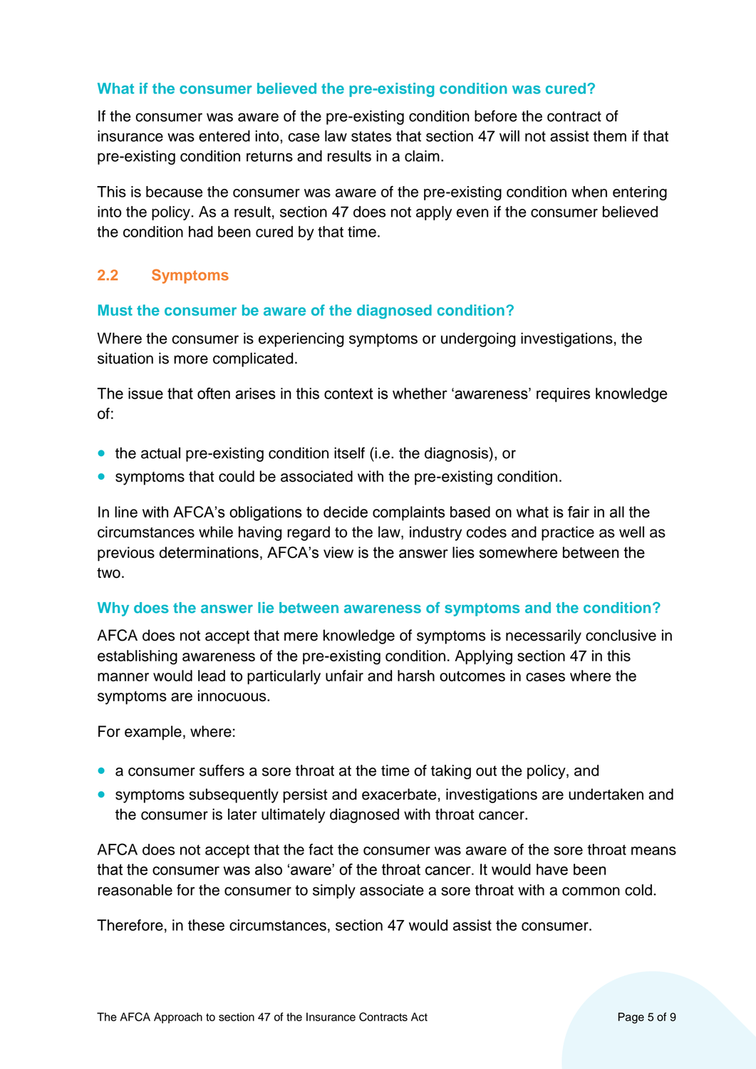### What if the consumer believed the pre-existing condition was cured?

If the consumer was aware of the pre-existing condition before the contract of insurance was entered into, case law states that section 47 will not assist them if that pre-existing condition returns and results in a claim.

This is because the consumer was aware of the pre-existing condition when entering into the policy. As a result, section 47 does not apply even if the consumer believed the condition had been cured by that time.

## 2.2 Symptoms

### Must the consumer be aware of the diagnosed condition?

Where the consumer is experiencing symptoms or undergoing investigations, the situation is more complicated.

The issue that often arises in this context is whether 'awareness' requires knowledge of:

- the actual pre-existing condition itself (i.e. the diagnosis), or
- symptoms that could be associated with the pre-existing condition.

In line with AFCA's obligations to decide complaints based on what is fair in all the circumstances while having regard to the law, industry codes and practice as well as previous determinations, AFCA's view is the answer lies somewhere between the two.

### Why does the answer lie between awareness of symptoms and the condition?

AFCA does not accept that mere knowledge of symptoms is necessarily conclusive in establishing awareness of the pre-existing condition. Applying section 47 in this manner would lead to particularly unfair and harsh outcomes in cases where the symptoms are innocuous.

For example, where:

- a consumer suffers a sore throat at the time of taking out the policy, and
- symptoms subsequently persist and exacerbate, investigations are undertaken and the consumer is later ultimately diagnosed with throat cancer.

AFCA does not accept that the fact the consumer was aware of the sore throat means that the consumer was also 'aware' of the throat cancer. It would have been reasonable for the consumer to simply associate a sore throat with a common cold.

Therefore, in these circumstances, section 47 would assist the consumer.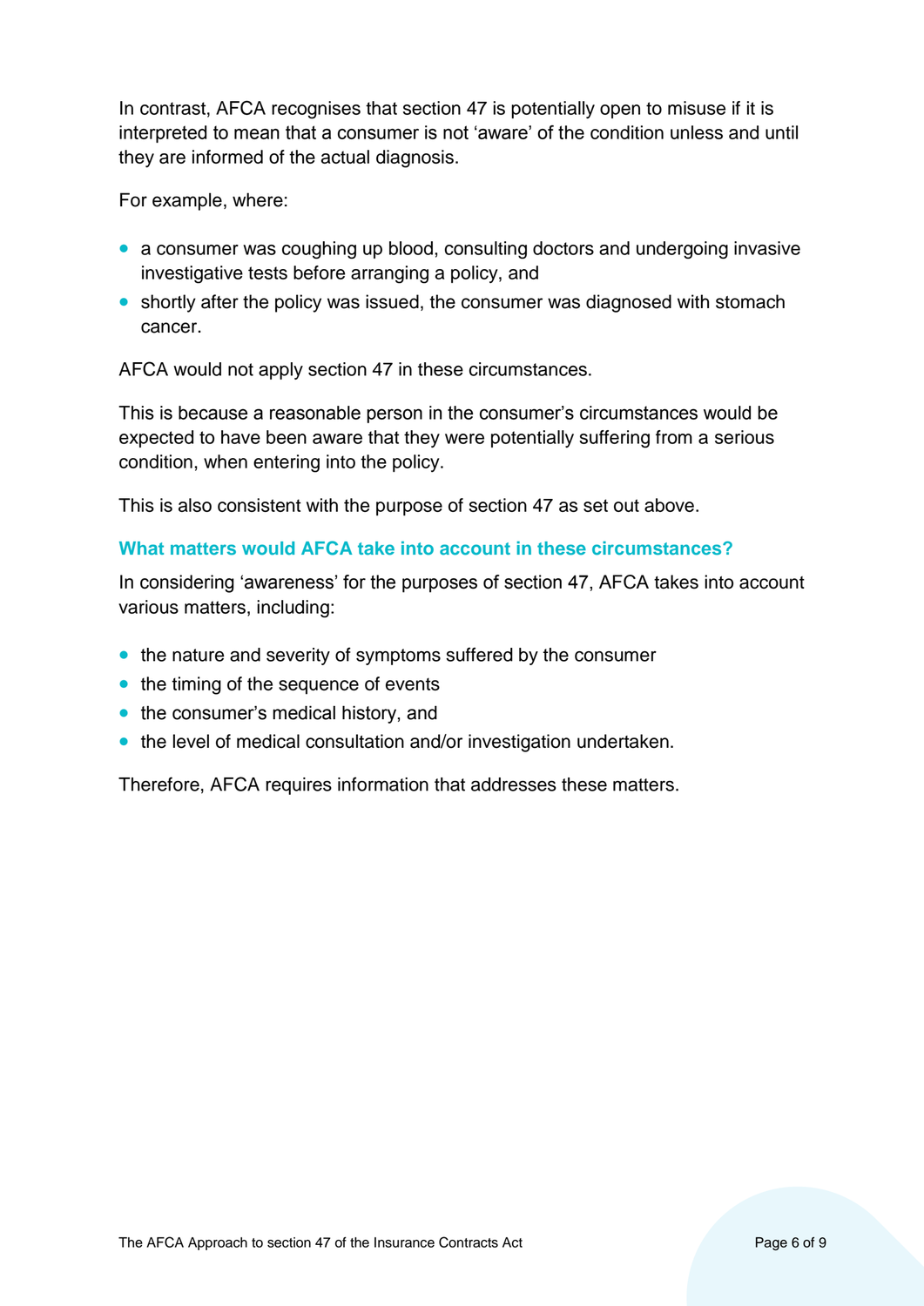In contrast, AFCA recognises that section 47 is potentially open to misuse if it is interpreted to mean that a consumer is not 'aware' of the condition unless and until they are informed of the actual diagnosis.

For example, where:

- a consumer was coughing up blood, consulting doctors and undergoing invasive investigative tests before arranging a policy, and
- shortly after the policy was issued, the consumer was diagnosed with stomach cancer.

AFCA would not apply section 47 in these circumstances.

This is because a reasonable person in the consumer's circumstances would be expected to have been aware that they were potentially suffering from a serious condition, when entering into the policy.

This is also consistent with the purpose of section 47 as set out above.

### What matters would AFCA take into account in these circumstances?

In considering 'awareness' for the purposes of section 47, AFCA takes into account various matters, including:

- the nature and severity of symptoms suffered by the consumer
- the timing of the sequence of events
- the consumer's medical history, and
- the level of medical consultation and/or investigation undertaken.

Therefore, AFCA requires information that addresses these matters.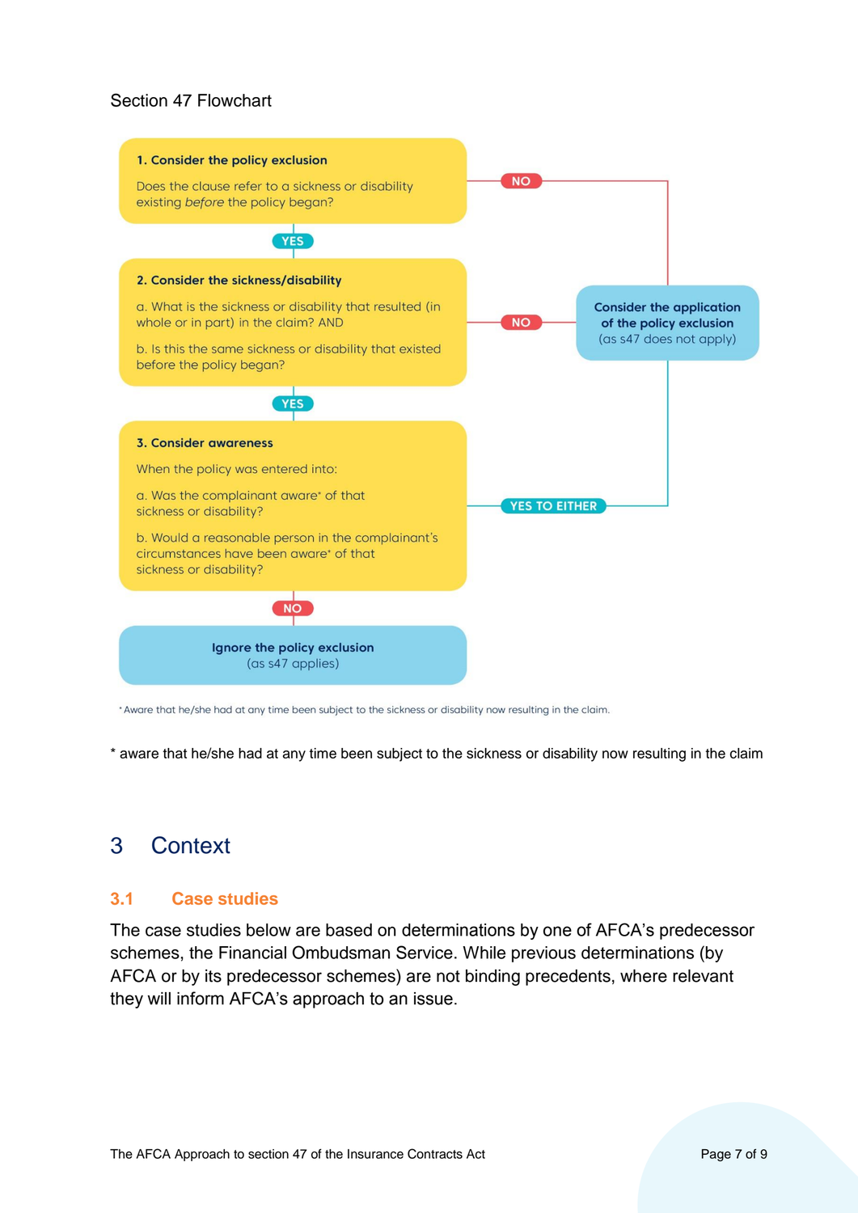Section 47 Flowchart

**1. Consider the policy exclusion**

Does the clause refer to a sickness or disability existing *before* the policy began?

- **NO** → Consider the application of the policy exclusion (as s47 does not apply)
- **YES** → go to step 2

**2. Consider the sickness/disability**

a. What is the sickness or disability that resulted (in whole or in part) in the claim? AND

b. Is this the same sickness or disability that existed before the policy began?

- **NO** → Consider the application of the policy exclusion (as s47 does not apply)
- **YES** → go to step 3

**3. Consider awareness**

When the policy was entered into:

a. Was the complainant aware* of that sickness or disability?

b. Would a reasonable person in the complainant's circumstances have been aware* of that sickness or disability?

- **YES TO EITHER** → **Consider the application of the policy exclusion** (as s47 does not apply)
- **NO** → **Ignore the policy exclusion** (as s47 applies)

*Aware that he/she had at any time been subject to the sickness or disability now resulting in the claim.

\* aware that he/she had at any time been subject to the sickness or disability now resulting in the claim

# 3 Context

## 3.1 Case studies

The case studies below are based on determinations by one of AFCA's predecessor schemes, the Financial Ombudsman Service. While previous determinations (by AFCA or by its predecessor schemes) are not binding precedents, where relevant they will inform AFCA's approach to an issue.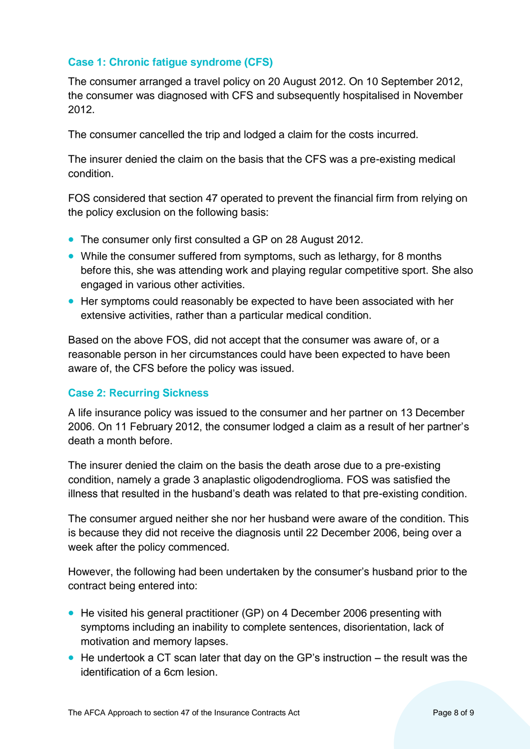### Case 1: Chronic fatigue syndrome (CFS)

The consumer arranged a travel policy on 20 August 2012. On 10 September 2012, the consumer was diagnosed with CFS and subsequently hospitalised in November 2012.

The consumer cancelled the trip and lodged a claim for the costs incurred.

The insurer denied the claim on the basis that the CFS was a pre-existing medical condition.

FOS considered that section 47 operated to prevent the financial firm from relying on the policy exclusion on the following basis:

- The consumer only first consulted a GP on 28 August 2012.
- While the consumer suffered from symptoms, such as lethargy, for 8 months before this, she was attending work and playing regular competitive sport. She also engaged in various other activities.
- Her symptoms could reasonably be expected to have been associated with her extensive activities, rather than a particular medical condition.

Based on the above FOS, did not accept that the consumer was aware of, or a reasonable person in her circumstances could have been expected to have been aware of, the CFS before the policy was issued.

### Case 2: Recurring Sickness

A life insurance policy was issued to the consumer and her partner on 13 December 2006. On 11 February 2012, the consumer lodged a claim as a result of her partner's death a month before.

The insurer denied the claim on the basis the death arose due to a pre-existing condition, namely a grade 3 anaplastic oligodendroglioma. FOS was satisfied the illness that resulted in the husband's death was related to that pre-existing condition.

The consumer argued neither she nor her husband were aware of the condition. This is because they did not receive the diagnosis until 22 December 2006, being over a week after the policy commenced.

However, the following had been undertaken by the consumer's husband prior to the contract being entered into:

- He visited his general practitioner (GP) on 4 December 2006 presenting with symptoms including an inability to complete sentences, disorientation, lack of motivation and memory lapses.
- He undertook a CT scan later that day on the GP's instruction – the result was the identification of a 6cm lesion.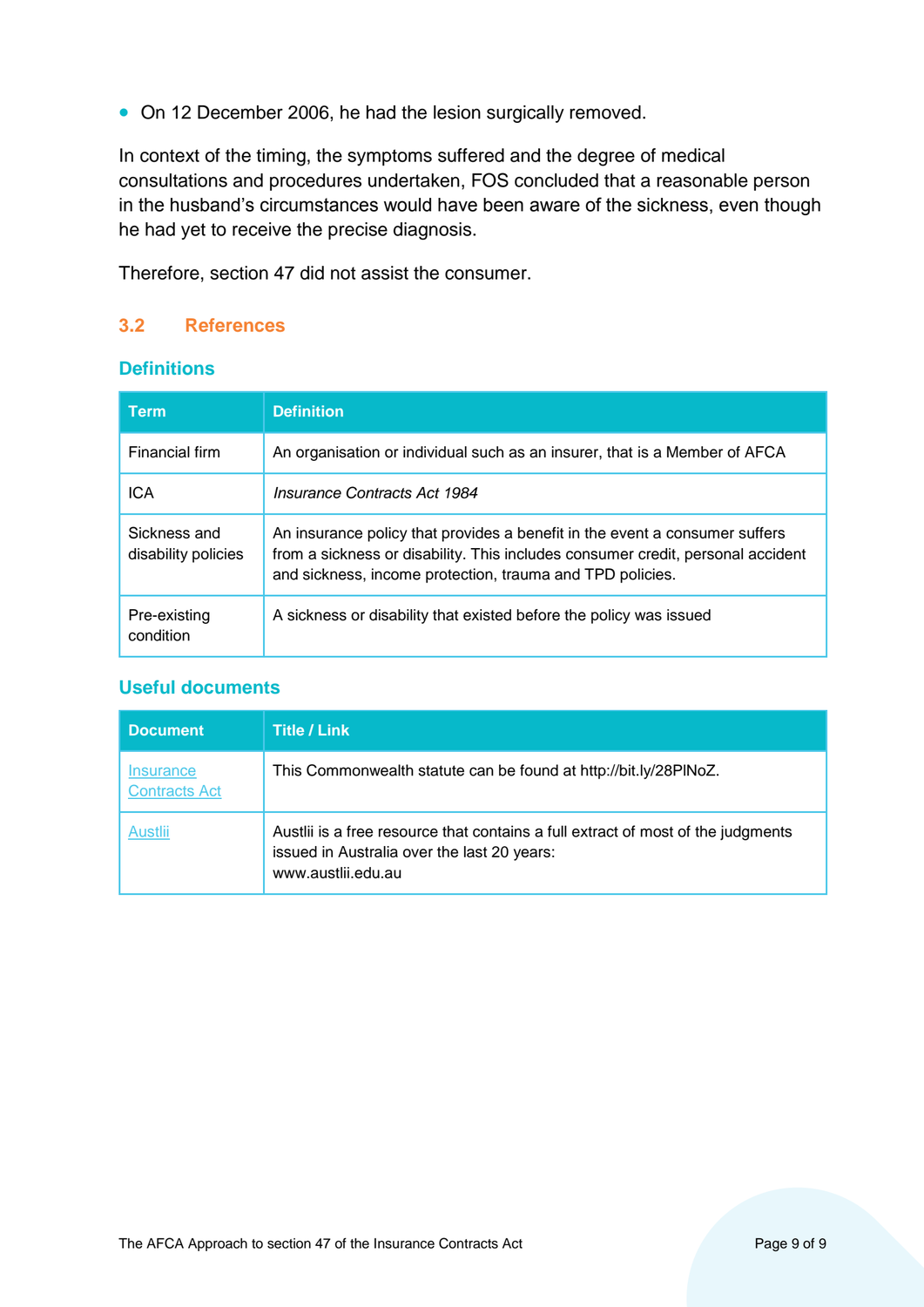- On 12 December 2006, he had the lesion surgically removed.

In context of the timing, the symptoms suffered and the degree of medical consultations and procedures undertaken, FOS concluded that a reasonable person in the husband's circumstances would have been aware of the sickness, even though he had yet to receive the precise diagnosis.

Therefore, section 47 did not assist the consumer.

## 3.2 References

### Definitions

| Term | Definition |
|---|---|
| Financial firm | An organisation or individual such as an insurer, that is a Member of AFCA |
| ICA | *Insurance Contracts Act 1984* |
| Sickness and disability policies | An insurance policy that provides a benefit in the event a consumer suffers from a sickness or disability. This includes consumer credit, personal accident and sickness, income protection, trauma and TPD policies. |
| Pre-existing condition | A sickness or disability that existed before the policy was issued |

### Useful documents

| Document | Title / Link |
|---|---|
| Insurance Contracts Act | This Commonwealth statute can be found at http://bit.ly/28PlNoZ. |
| Austlii | Austlii is a free resource that contains a full extract of most of the judgments issued in Australia over the last 20 years: www.austlii.edu.au |